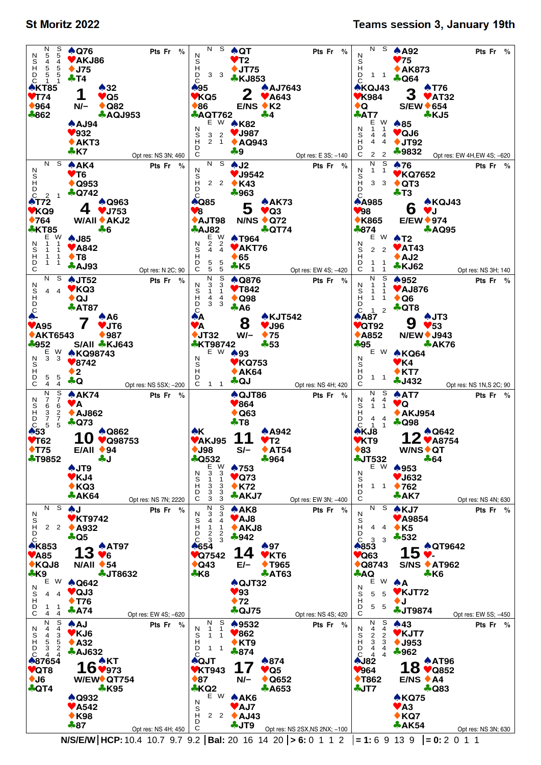# St Moritz 2022

## Teams session 3, January 19th

Each board below lists the dealer/vulnerability, the four hands, the tricks over book for NS and EW by strain (blank where not listed), and the optimum result. Every board also has blank "Pts", "Fr" and "%" columns.

### Board 1 — N/–

- **North:** ♠Q76 ♥AKJ86 ♦J75 ♣T4
- **West:** ♠KT85 ♥T74 ♦964 ♣862
- **East:** ♠32 ♥Q5 ♦Q82 ♣AQJ953
- **South:** ♠AJ94 ♥932 ♦AKT3 ♣K7

| | N | S | E | W |
|---|---|---|---|---|
| N | 5 | 5 | | |
| S | 4 | 4 | | |
| H | 5 | 5 | | |
| D | 5 | 5 | | |
| C | 1 | 1 | | |

Opt res: NS 3N; 460

### Board 2 — E/NS

- **North:** ♠QT ♥T2 ♦JT75 ♣KJ853
- **West:** ♠95 ♥KQ5 ♦86 ♣AQT762
- **East:** ♠AJ7643 ♥A643 ♦K2 ♣4
- **South:** ♠K82 ♥J987 ♦AQ943 ♣9

| | N | S | E | W |
|---|---|---|---|---|
| N | | | | |
| S | | | 3 | 2 |
| H | | | 2 | 1 |
| D | 3 | 3 | | |
| C | | | | |

Opt res: E 3S; –140

### Board 3 — S/EW

- **North:** ♠A92 ♥75 ♦AK873 ♣Q64
- **West:** ♠KQJ43 ♥K984 ♦Q ♣AT7
- **East:** ♠T76 ♥AT32 ♦654 ♣KJ5
- **South:** ♠85 ♥QJ6 ♦JT92 ♣9832

| | N | S | E | W |
|---|---|---|---|---|
| N | | | 1 | 1 |
| S | | | 4 | 4 |
| H | | | 4 | 4 |
| D | 1 | 1 | | |
| C | | | 2 | 2 |

Opt res: EW 4H,EW 4S; –620

### Board 4 — W/All

- **North:** ♠AK4 ♥T6 ♦Q953 ♣Q742
- **West:** ♠T72 ♥KQ9 ♦764 ♣KT85
- **East:** ♠Q963 ♥J753 ♦AKJ2 ♣6
- **South:** ♠J85 ♥A842 ♦T8 ♣AJ93

| | N | S | E | W |
|---|---|---|---|---|
| N | | | 1 | 1 |
| S | | | 1 | 1 |
| H | | | 1 | 1 |
| D | | | 1 | 1 |
| C | 2 | 1 | | |

Opt res: N 2C; 90

### Board 5 — N/NS

- **North:** ♠J2 ♥J9542 ♦K43 ♣963
- **West:** ♠Q85 ♥8 ♦AJT98 ♣AJ82
- **East:** ♠AK73 ♥Q3 ♦Q72 ♣QT74
- **South:** ♠T964 ♥AKT76 ♦65 ♣K5

| | N | S | E | W |
|---|---|---|---|---|
| N | | | 2 | 2 |
| S | | | 4 | 4 |
| H | 2 | 2 | | |
| D | | | 5 | 5 |
| C | | | 5 | 5 |

Opt res: EW 4S; –420

### Board 6 — E/EW

- **North:** ♠76 ♥KQ7652 ♦QT3 ♣T3
- **West:** ♠A985 ♥98 ♦K865 ♣874
- **East:** ♠KQJ43 ♥J ♦974 ♣AQ95
- **South:** ♠T2 ♥AT43 ♦AJ2 ♣KJ62

| | N | S | E | W |
|---|---|---|---|---|
| N | 1 | 1 | | |
| S | | | 2 | 2 |
| H | 3 | 3 | | |
| D | | | 1 | 1 |
| C | | | 1 | 1 |

Opt res: NS 3H; 140

### Board 7 — S/All

- **North:** ♠JT52 ♥KQ3 ♦QJ ♣AT87
- **West:** ♠– ♥A95 ♦AKT6543 ♣952
- **East:** ♠A6 ♥JT6 ♦987 ♣KJ643
- **South:** ♠KQ98743 ♥8742 ♦2 ♣Q

| | N | S | E | W |
|---|---|---|---|---|
| N | | | 3 | 3 |
| S | 4 | 4 | | |
| H | | | | |
| D | | | 5 | 5 |
| C | | | 4 | 4 |

Opt res: NS 5SX; –200

### Board 8 — W/–

- **North:** ♠Q876 ♥T842 ♦Q98 ♣A6
- **West:** ♠A ♥A ♦JT32 ♣KT98742
- **East:** ♠KJT542 ♥J96 ♦75 ♣53
- **South:** ♠93 ♥KQ753 ♦AK64 ♣QJ

| | N | S | E | W |
|---|---|---|---|---|
| N | 3 | 3 | | |
| S | 1 | 1 | | |
| H | 4 | 4 | | |
| D | 3 | 3 | | |
| C | | | 1 | 1 |

Opt res: NS 4H; 420

### Board 9 — N/EW

- **North:** ♠952 ♥AJ876 ♦Q6 ♣QT8
- **West:** ♠A87 ♥QT92 ♦A852 ♣95
- **East:** ♠JT3 ♥53 ♦J943 ♣AK76
- **South:** ♠KQ64 ♥K4 ♦KT7 ♣J432

| | N | S | E | W |
|---|---|---|---|---|
| N | 1 | 1 | | |
| S | 1 | 1 | | |
| H | 1 | 1 | | |
| D | | | 1 | 1 |
| C | 1 | 2 | | |

Opt res: NS 1N,S 2C; 90

### Board 10 — E/All

- **North:** ♠AK74 ♥A ♦AJ862 ♣Q73
- **West:** ♠53 ♥T62 ♦T75 ♣T9852
- **East:** ♠Q862 ♥Q98753 ♦94 ♣J
- **South:** ♠JT9 ♥KJ4 ♦KQ3 ♣AK64

| | N | S | E | W |
|---|---|---|---|---|
| N | 7 | 7 | | |
| S | 6 | 6 | | |
| H | 3 | 2 | | |
| D | 7 | 7 | | |
| C | 5 | 5 | | |

Opt res: NS 7N; 2220

### Board 11 — S/–

- **North:** ♠QJT86 ♥864 ♦Q63 ♣T8
- **West:** ♠K ♥AKJ95 ♦J98 ♣Q532
- **East:** ♠A942 ♥T2 ♦AT54 ♣964
- **South:** ♠753 ♥Q73 ♦K72 ♣AKJ7

| | N | S | E | W |
|---|---|---|---|---|
| N | | | 3 | 3 |
| S | | | 1 | 1 |
| H | | | 3 | 3 |
| D | | | 3 | 3 |
| C | | | 3 | 3 |

Opt res: EW 3N; –400

### Board 12 — W/NS

- **North:** ♠AT7 ♥Q ♦AKJ954 ♣Q98
- **West:** ♠KJ8 ♥KT9 ♦83 ♣JT532
- **East:** ♠Q642 ♥A8754 ♦QT ♣64
- **South:** ♠953 ♥J632 ♦762 ♣AK7

| | N | S | E | W |
|---|---|---|---|---|
| N | 4 | 4 | | |
| S | 1 | 1 | | |
| H | | | | |
| D | 4 | 4 | 1 | 1 |
| C | 1 | 1 | | |

Opt res: NS 4N; 630

### Board 13 — N/All

- **North:** ♠J ♥KT9742 ♦A932 ♣Q5
- **West:** ♠K853 ♥A85 ♦KQJ8 ♣K9
- **East:** ♠AT97 ♥6 ♦54 ♣JT8632
- **South:** ♠Q642 ♥QJ3 ♦T76 ♣A74

| | N | S | E | W |
|---|---|---|---|---|
| N | | | | |
| S | | | 4 | 4 |
| H | 2 | 2 | | |
| D | | | 1 | 1 |
| C | | | 4 | 4 |

Opt res: EW 4S; –620

### Board 14 — E/–

- **North:** ♠AK8 ♥AJ8 ♦AKJ8 ♣942
- **West:** ♠654 ♥Q7542 ♦Q43 ♣K8
- **East:** ♠97 ♥KT6 ♦T965 ♣AT63
- **South:** ♠QJT32 ♥93 ♦72 ♣QJ75

| | N | S | E | W |
|---|---|---|---|---|
| N | 3 | 3 | | |
| S | 4 | 4 | | |
| H | 1 | 1 | | |
| D | 2 | 2 | | |
| C | 3 | 3 | | |

Opt res: NS 4S; 420

### Board 15 — S/NS

- **North:** ♠KJ7 ♥A9854 ♦K5 ♣532
- **West:** ♠853 ♥Q63 ♦Q8743 ♣AQ
- **East:** ♠QT9642 ♥- ♦AT962 ♣K6
- **South:** ♠A ♥KJT72 ♦J ♣JT9874

| | N | S | E | W |
|---|---|---|---|---|
| N | | | | |
| S | | | 5 | 5 |
| H | 4 | 4 | | |
| D | | | 5 | 5 |
| C | 3 | 3 | | |

Opt res: EW 5S; –450

### Board 16 — W/EW

- **North:** ♠AJ ♥KJ6 ♦A32 ♣AJ632
- **West:** ♠87654 ♥QT8 ♦J6 ♣QT4
- **East:** ♠KT ♥973 ♦QT754 ♣K95
- **South:** ♠Q932 ♥A542 ♦K98 ♣87

| | N | S | E | W |
|---|---|---|---|---|
| N | 4 | 4 | | |
| S | 4 | 3 | | |
| H | 5 | 3 | | |
| D | 3 | 2 | | |
| C | 4 | 4 | | |

Opt res: NS 4H; 450

### Board 17 — N/–

- **North:** ♠9532 ♥862 ♦KT9 ♣874
- **West:** ♠QJT ♥KT943 ♦87 ♣KQ2
- **East:** ♠874 ♥Q5 ♦Q652 ♣A653
- **South:** ♠AK6 ♥AJ7 ♦AJ43 ♣JT9

| | N | S | E | W |
|---|---|---|---|---|
| N | 1 | 1 | | |
| S | 1 | 1 | | |
| H | | | | |
| D | 1 | 1 | 2 | 2 |
| C | | | | |

Opt res: NS 2SX,NS 2NX; –100

### Board 18 — E/NS

- **North:** ♠43 ♥KJT7 ♦J953 ♣962
- **West:** ♠J82 ♥964 ♦T862 ♣JT7
- **East:** ♠AT96 ♥Q852 ♦A4 ♣Q83
- **South:** ♠KQ75 ♥A3 ♦KQ7 ♣AK54

| | N | S | E | W |
|---|---|---|---|---|
| N | 4 | 4 | | |
| S | 2 | 2 | | |
| H | 3 | 3 | | |
| D | 4 | 4 | | |
| C | 4 | 4 | | |

Opt res: NS 3N; 630

---

| N/S/E/W | N | S | E | W |
|---|---|---|---|---|
| HCP | 10.4 | 10.7 | 9.7 | 9.2 |
| Bal | 20 | 16 | 14 | 20 |
| > 6 | 0 | 1 | 1 | 2 |
| = 1 | 6 | 9 | 13 | 9 |
| = 0 | 2 | 0 | 1 | 1 |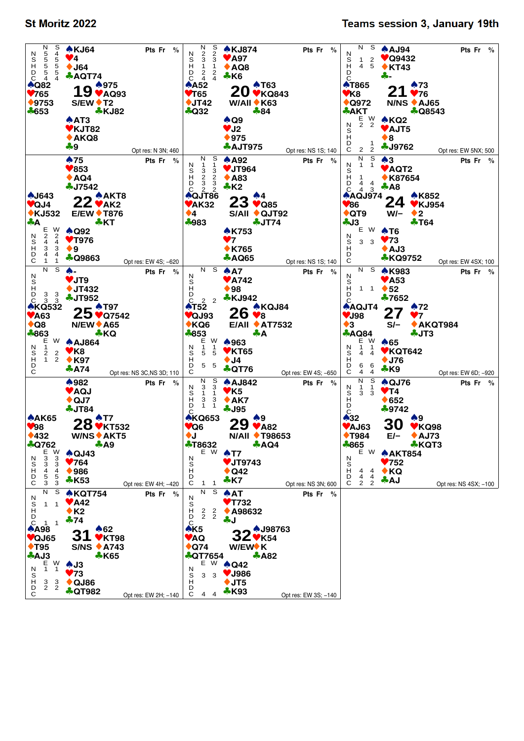# St Moritz 2022

## Teams session 3, January 19th

Each board shows the four hands, the double-dummy tricks table (NS and EW) and the optimum result. The header fields "Pts", "Fr" and "%" are blank on every board.

### Board 19 — S/EW

| | |
|---|---|
| North | ♠KJ64 ♥4 ♦J64 ♣AQT74 |
| West | ♠Q82 ♥765 ♦9753 ♣653 |
| East | ♠975 ♥AQ93 ♦T2 ♣KJ82 |
| South | ♠AT3 ♥KJT82 ♦AKQ8 ♣9 |

| | N | S | E | W |
|---|---|---|---|---|
| N | 5 | 4 | | |
| S | 5 | 5 | | |
| H | 5 | 5 | | |
| D | 5 | 5 | | |
| C | 4 | 4 | | |

Opt res: N 3N; 460

### Board 20 — W/All

| | |
|---|---|
| North | ♠KJ874 ♥A97 ♦AQ8 ♣K6 |
| West | ♠A52 ♥T65 ♦JT42 ♣Q32 |
| East | ♠T63 ♥KQ843 ♦K63 ♣84 |
| South | ♠Q9 ♥J2 ♦975 ♣AJT975 |

| | N | S | E | W |
|---|---|---|---|---|
| N | 2 | 2 | | |
| S | 3 | 3 | | |
| H | 1 | 1 | | |
| D | 2 | 2 | | |
| C | 4 | 4 | | |

Opt res: NS 1S; 140

### Board 21 — N/NS

| | |
|---|---|
| North | ♠AJ94 ♥Q9432 ♦KT43 ♣- |
| West | ♠T865 ♥K8 ♦Q972 ♣AKT |
| East | ♠73 ♥76 ♦AJ65 ♣Q8543 |
| South | ♠KQ2 ♥AJT5 ♦8 ♣J9762 |

| | N | S | E | W |
|---|---|---|---|---|
| N | | | 2 | 2 |
| S | 1 | 2 | | |
| H | 4 | 5 | | |
| D | | | | 1 |
| C | | | 2 | 2 |

Opt res: EW 5NX; 500

### Board 22 — E/EW

| | |
|---|---|
| North | ♠75 ♥853 ♦AQ4 ♣J7542 |
| West | ♠J643 ♥QJ4 ♦KJ532 ♣A |
| East | ♠AKT8 ♥AK2 ♦T876 ♣KT |
| South | ♠Q92 ♥T976 ♦9 ♣Q9863 |

| | N | S | E | W |
|---|---|---|---|---|
| N | | | 2 | 2 |
| S | | | 4 | 4 |
| H | | | 3 | 3 |
| D | | | 4 | 4 |
| C | | | 1 | 1 |

Opt res: EW 4S; −620

### Board 23 — S/All

| | |
|---|---|
| North | ♠A92 ♥JT964 ♦A83 ♣K2 |
| West | ♠QJT86 ♥AK32 ♦4 ♣983 |
| East | ♠4 ♥Q85 ♦QJT92 ♣JT74 |
| South | ♠K753 ♥7 ♦K765 ♣AQ65 |

| | N | S | E | W |
|---|---|---|---|---|
| N | 1 | 1 | | |
| S | 3 | 3 | | |
| H | 2 | 2 | | |
| D | 3 | 3 | | |
| C | 2 | 2 | | |

Opt res: NS 1S; 140

### Board 24 — W/–

| | |
|---|---|
| North | ♠3 ♥AQT2 ♦K87654 ♣A8 |
| West | ♠AQJ974 ♥86 ♦QT9 ♣J3 |
| East | ♠K852 ♥KJ954 ♦2 ♣T64 |
| South | ♠T6 ♥73 ♦AJ3 ♣KQ9752 |

| | N | S | E | W |
|---|---|---|---|---|
| N | 1 | 1 | | |
| S | | | 3 | 3 |
| H | 1 | | | |
| D | 4 | 4 | | |
| C | 4 | 3 | | |

Opt res: EW 4SX; 100

### Board 25 — N/EW

| | |
|---|---|
| North | ♠- ♥JT9 ♦JT432 ♣JT952 |
| West | ♠KQ532 ♥A63 ♦Q8 ♣863 |
| East | ♠T97 ♥Q7542 ♦A65 ♣KQ |
| South | ♠AJ864 ♥K8 ♦K97 ♣A74 |

| | N | S | E | W |
|---|---|---|---|---|
| N | | | 1 | |
| S | | | 2 | 2 |
| H | | | 1 | 2 |
| D | 3 | 3 | | |
| C | 3 | 3 | | |

Opt res: NS 3C,NS 3D; 110

### Board 26 — E/All

| | |
|---|---|
| North | ♠A7 ♥A742 ♦98 ♣KJ942 |
| West | ♠T52 ♥QJ93 ♦KQ6 ♣853 |
| East | ♠KQJ84 ♥8 ♦AT7532 ♣A |
| South | ♠963 ♥KT65 ♦J4 ♣QT76 |

| | N | S | E | W |
|---|---|---|---|---|
| N | | | 1 | 1 |
| S | | | 5 | 5 |
| H | | | | |
| D | | | 5 | 5 |
| C | 2 | 2 | | |

Opt res: EW 4S; −650

### Board 27 — S/–

| | |
|---|---|
| North | ♠K983 ♥A53 ♦52 ♣7652 |
| West | ♠AQJT4 ♥J98 ♦3 ♣AQ84 |
| East | ♠72 ♥7 ♦AKQT984 ♣JT3 |
| South | ♠65 ♥KQT642 ♦J76 ♣K9 |

| | N | S | E | W |
|---|---|---|---|---|
| N | | | 1 | 1 |
| S | | | 4 | 4 |
| H | 1 | 1 | | |
| D | | | 6 | 6 |
| C | | | 4 | 4 |

Opt res: EW 6D; −920

### Board 28 — W/NS

| | |
|---|---|
| North | ♠982 ♥AQJ ♦QJ7 ♣JT84 |
| West | ♠AK65 ♥98 ♦432 ♣Q762 |
| East | ♠T7 ♥KT532 ♦AKT5 ♣A9 |
| South | ♠QJ43 ♥764 ♦986 ♣K53 |

| | N | S | E | W |
|---|---|---|---|---|
| N | | | 3 | 3 |
| S | | | 3 | 3 |
| H | | | 4 | 4 |
| D | | | 5 | 5 |
| C | | | 3 | 3 |

Opt res: EW 4H; −420

### Board 29 — N/All

| | |
|---|---|
| North | ♠AJ842 ♥K5 ♦AK7 ♣J95 |
| West | ♠KQ653 ♥Q6 ♦J ♣T8632 |
| East | ♠9 ♥A82 ♦T98653 ♣AQ4 |
| South | ♠T7 ♥JT9743 ♦Q42 ♣K7 |

| | N | S | E | W |
|---|---|---|---|---|
| N | 3 | 3 | | |
| S | 1 | 1 | | |
| H | 3 | 3 | | |
| D | 1 | 1 | | |
| C | | | 1 | 1 |

Opt res: NS 3N; 600

### Board 30 — E/–

| | |
|---|---|
| North | ♠QJ76 ♥T4 ♦652 ♣9742 |
| West | ♠32 ♥AJ63 ♦T984 ♣865 |
| East | ♠9 ♥KQ98 ♦AJ73 ♣KQT3 |
| South | ♠AKT854 ♥752 ♦KQ ♣AJ |

| | N | S | E | W |
|---|---|---|---|---|
| N | 1 | 1 | | |
| S | 3 | 3 | | |
| H | | | 4 | 4 |
| D | | | 4 | 4 |
| C | | | 2 | 2 |

Opt res: NS 4SX; −100

### Board 31 — S/NS

| | |
|---|---|
| North | ♠KQT754 ♥A42 ♦K2 ♣74 |
| West | ♠A98 ♥QJ65 ♦T95 ♣AJ3 |
| East | ♠62 ♥KT98 ♦A743 ♣K65 |
| South | ♠J3 ♥73 ♦QJ86 ♣QT982 |

| | N | S | E | W |
|---|---|---|---|---|
| N | | | 1 | 1 |
| S | 1 | 1 | | |
| H | | | 3 | 3 |
| D | | | 2 | 2 |
| C | 1 | 1 | | |

Opt res: EW 2H; −140

### Board 32 — W/EW

| | |
|---|---|
| North | ♠AT ♥T732 ♦A98632 ♣J |
| West | ♠K5 ♥AQ ♦Q74 ♣QT7654 |
| East | ♠J98763 ♥K54 ♦K ♣A82 |
| South | ♠Q42 ♥J986 ♦JT5 ♣K93 |

| | N | S | E | W |
|---|---|---|---|---|
| N | | | | |
| S | | | 3 | 3 |
| H | 2 | 2 | | |
| D | 2 | 2 | | |
| C | | | 4 | 4 |

Opt res: EW 3S; −140